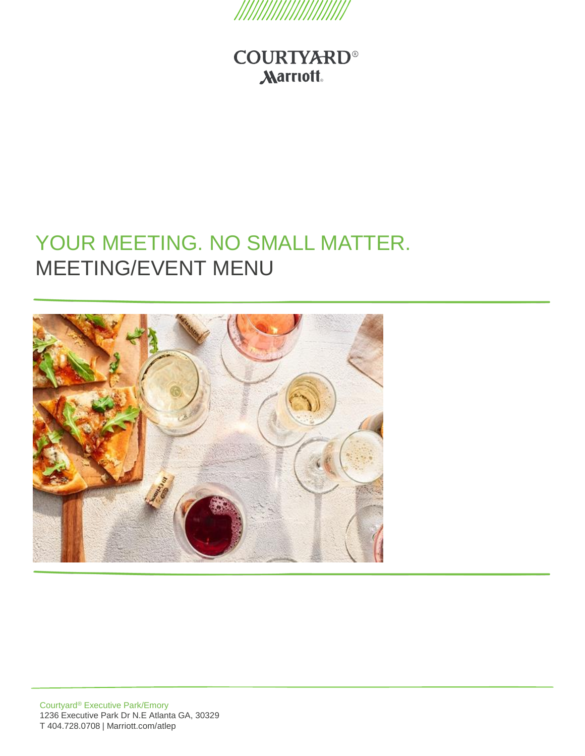COURTYARD®
Marriott

# YOUR MEETING. NO SMALL MATTER.

## MEETING/EVENT MENU

Courtyard® Executive Park/Emory
1236 Executive Park Dr N.E Atlanta GA, 30329
T 404.728.0708 | Marriott.com/atlep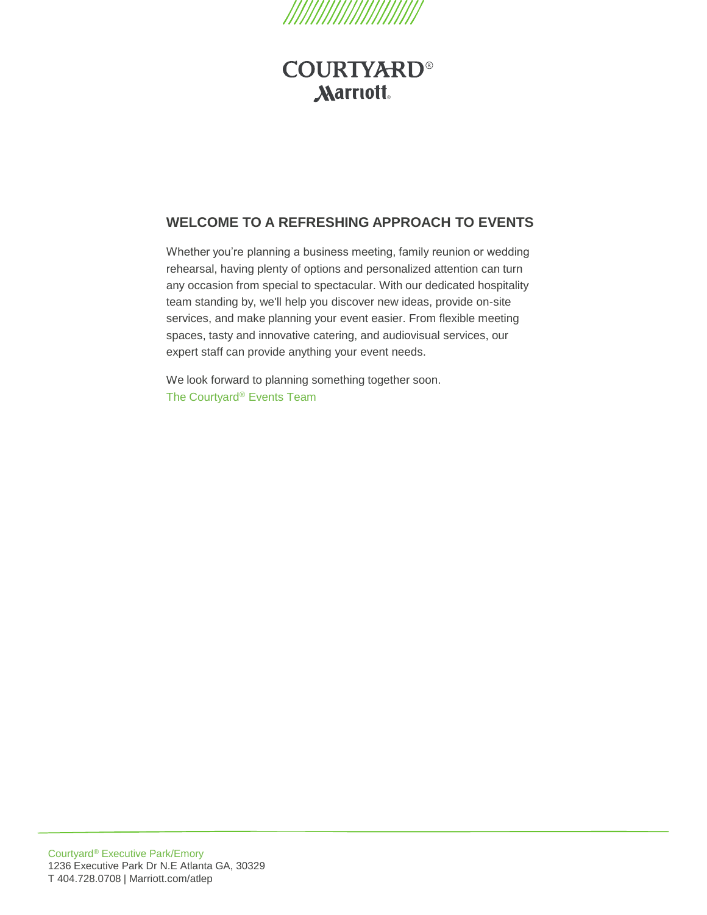COURTYARD®
Marriott

## WELCOME TO A REFRESHING APPROACH TO EVENTS

Whether you're planning a business meeting, family reunion or wedding rehearsal, having plenty of options and personalized attention can turn any occasion from special to spectacular. With our dedicated hospitality team standing by, we'll help you discover new ideas, provide on-site services, and make planning your event easier. From flexible meeting spaces, tasty and innovative catering, and audiovisual services, our expert staff can provide anything your event needs.

We look forward to planning something together soon.
The Courtyard® Events Team

Courtyard® Executive Park/Emory
1236 Executive Park Dr N.E Atlanta GA, 30329
T 404.728.0708 | Marriott.com/atlep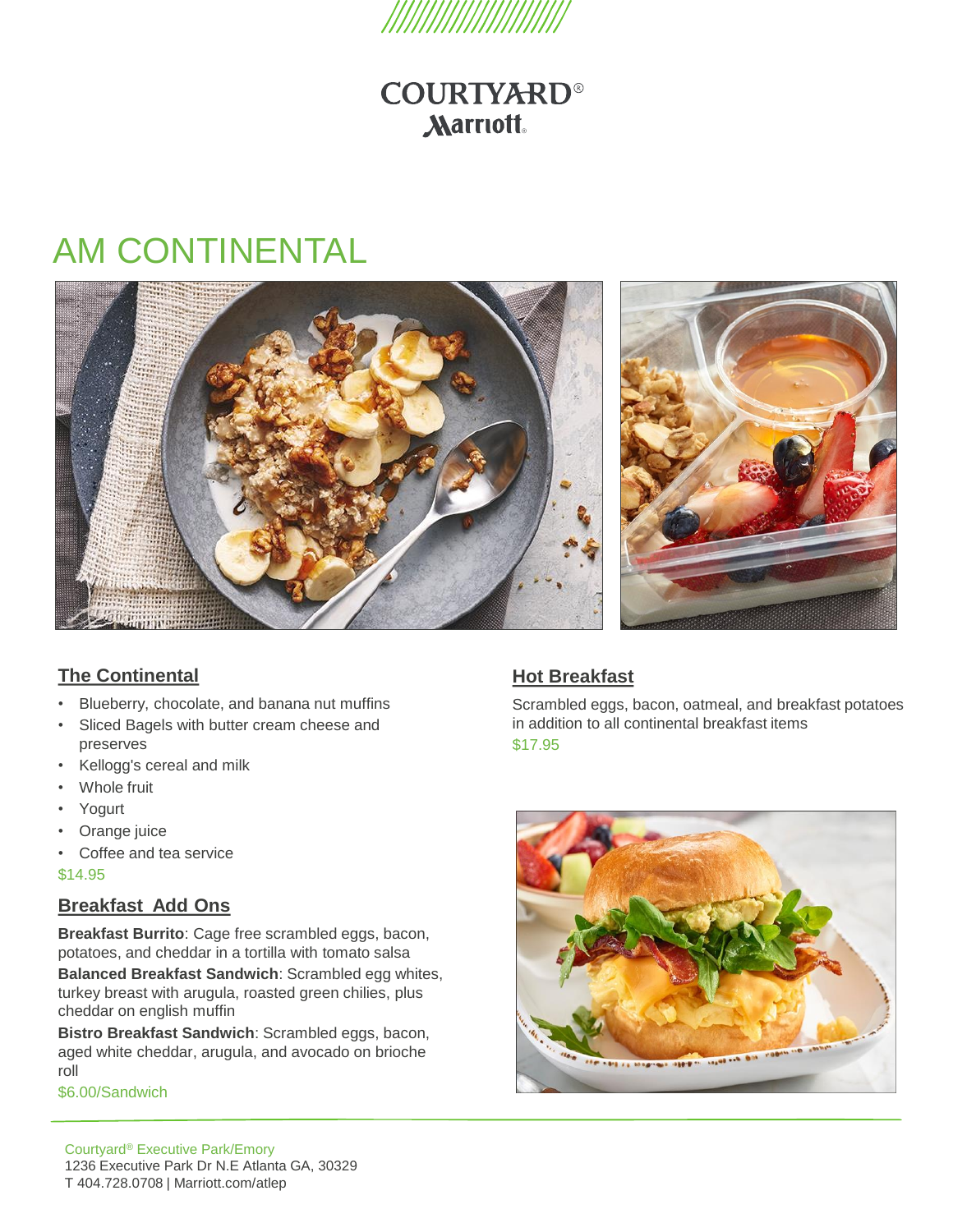# AM CONTINENTAL

## The Continental

- Blueberry, chocolate, and banana nut muffins
- Sliced Bagels with butter cream cheese and preserves
- Kellogg's cereal and milk
- Whole fruit
- Yogurt
- Orange juice
- Coffee and tea service

$14.95

## Breakfast Add Ons

**Breakfast Burrito**: Cage free scrambled eggs, bacon, potatoes, and cheddar in a tortilla with tomato salsa

**Balanced Breakfast Sandwich**: Scrambled egg whites, turkey breast with arugula, roasted green chilies, plus cheddar on english muffin

**Bistro Breakfast Sandwich**: Scrambled eggs, bacon, aged white cheddar, arugula, and avocado on brioche roll

$6.00/Sandwich

## Hot Breakfast

Scrambled eggs, bacon, oatmeal, and breakfast potatoes in addition to all continental breakfast items

$17.95

Courtyard® Executive Park/Emory
1236 Executive Park Dr N.E Atlanta GA, 30329
T 404.728.0708 | Marriott.com/atlep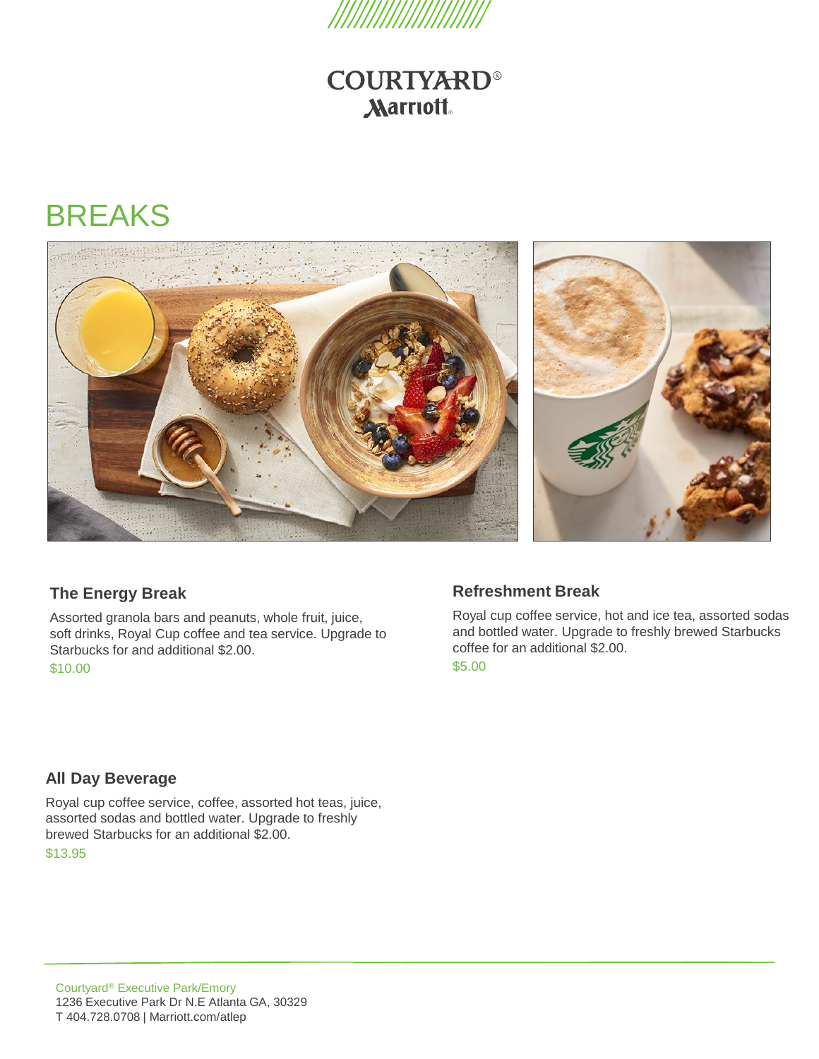COURTYARD®
Marriott

# BREAKS

### The Energy Break

Assorted granola bars and peanuts, whole fruit, juice, soft drinks, Royal Cup coffee and tea service. Upgrade to Starbucks for and additional $2.00.

$10.00

### Refreshment Break

Royal cup coffee service, hot and ice tea, assorted sodas and bottled water. Upgrade to freshly brewed Starbucks coffee for an additional $2.00.

$5.00

### All Day Beverage

Royal cup coffee service, coffee, assorted hot teas, juice, assorted sodas and bottled water. Upgrade to freshly brewed Starbucks for an additional $2.00.

$13.95

Courtyard® Executive Park/Emory
1236 Executive Park Dr N.E Atlanta GA, 30329
T 404.728.0708 | Marriott.com/atlep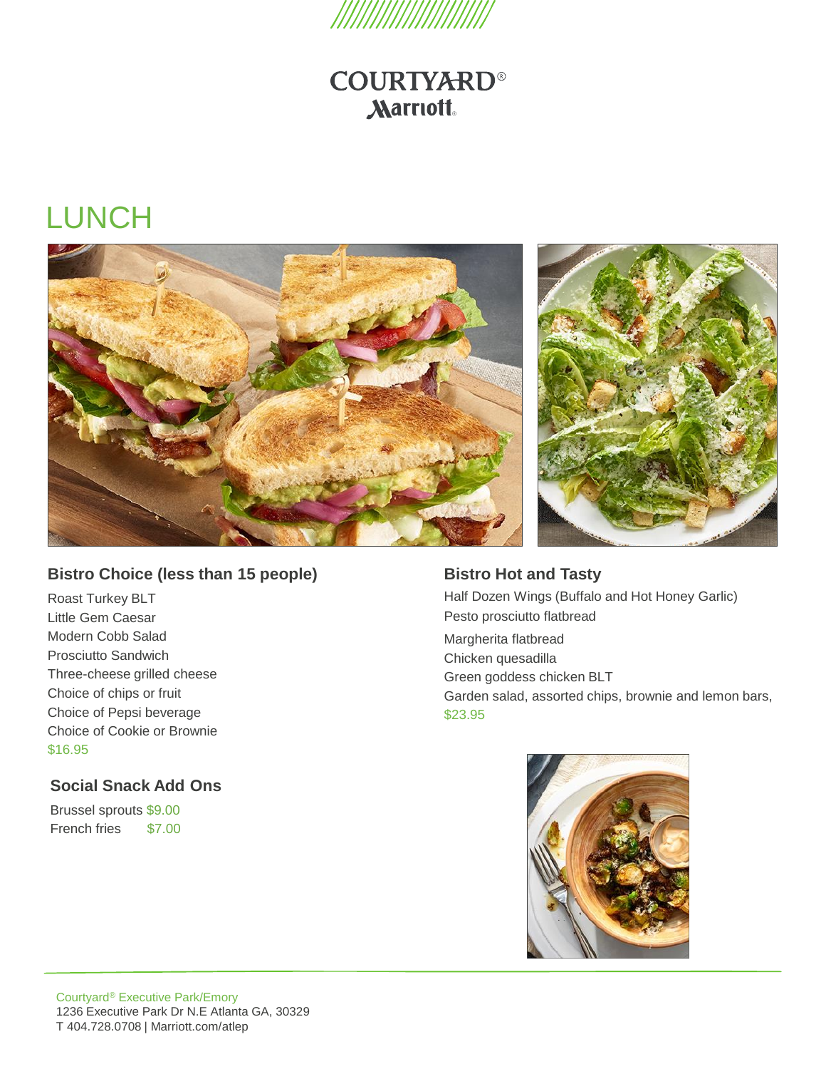COURTYARD®
Marriott

# LUNCH

## Bistro Choice (less than 15 people)

Roast Turkey BLT
Little Gem Caesar
Modern Cobb Salad
Prosciutto Sandwich
Three-cheese grilled cheese
Choice of chips or fruit
Choice of Pepsi beverage
Choice of Cookie or Brownie
$16.95

## Social Snack Add Ons

Brussel sprouts $9.00
French fries $7.00

## Bistro Hot and Tasty

Half Dozen Wings (Buffalo and Hot Honey Garlic)
Pesto prosciutto flatbread
Margherita flatbread
Chicken quesadilla
Green goddess chicken BLT
Garden salad, assorted chips, brownie and lemon bars,
$23.95

Courtyard® Executive Park/Emory
1236 Executive Park Dr N.E Atlanta GA, 30329
T 404.728.0708 | Marriott.com/atlep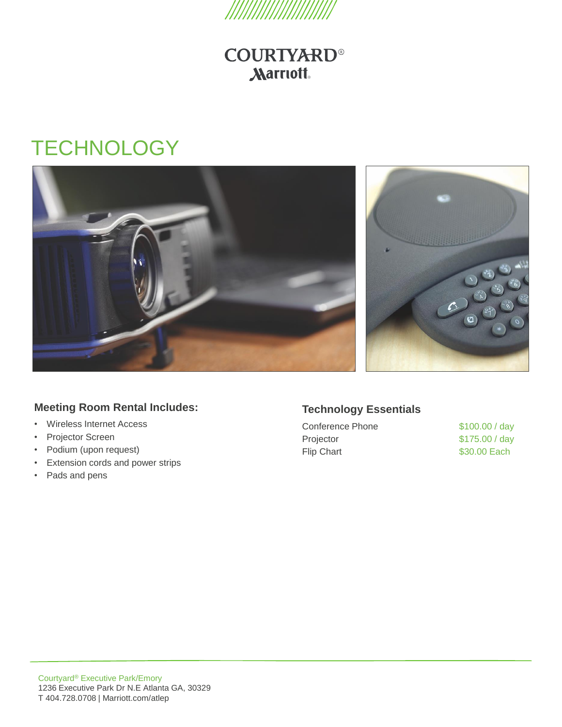COURTYARD®
Marriott

# TECHNOLOGY

### Meeting Room Rental Includes:

- Wireless Internet Access
- Projector Screen
- Podium (upon request)
- Extension cords and power strips
- Pads and pens

### Technology Essentials

| | |
|---|---|
| Conference Phone | $100.00 / day |
| Projector | $175.00 / day |
| Flip Chart | $30.00 Each |

Courtyard® Executive Park/Emory
1236 Executive Park Dr N.E Atlanta GA, 30329
T 404.728.0708 | Marriott.com/atlep